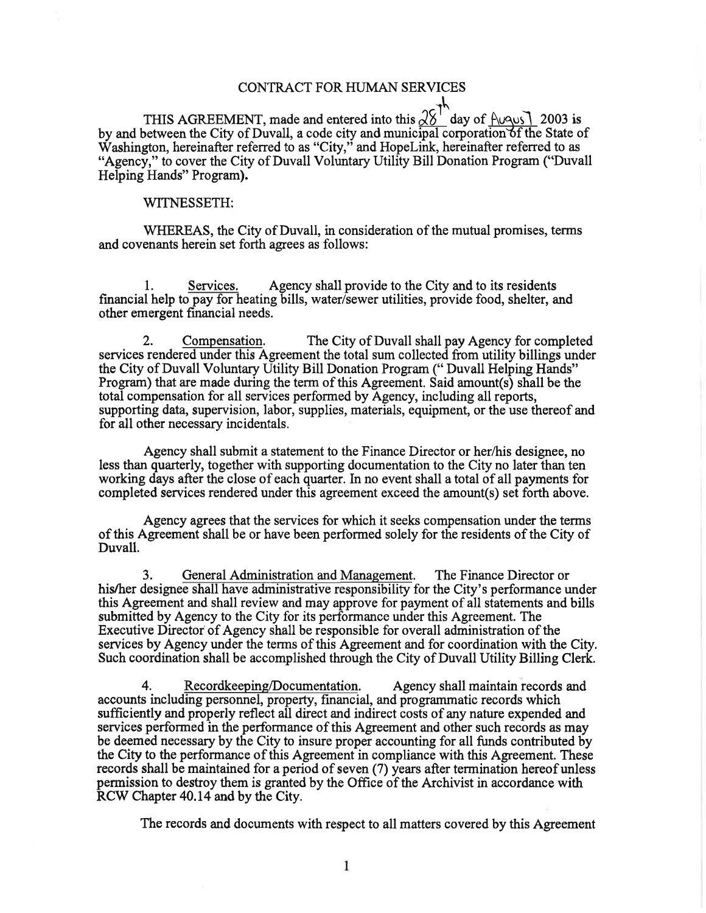# CONTRACT FOR HUMAN SERVICES

THIS AGREEMENT, made and entered into this 28th day of August 2003 is by and between the City of Duvall, a code city and municipal corporation of the State of Washington, hereinafter referred to as "City," and HopeLink, hereinafter referred to as "Agency," to cover the City of Duvall Voluntary Utility Bill Donation Program ("Duvall Helping Hands" Program).

WITNESSETH:

WHEREAS, the City of Duvall, in consideration of the mutual promises, terms and covenants herein set forth agrees as follows:

1. Services. Agency shall provide to the City and to its residents financial help to pay for heating bills, water/sewer utilities, provide food, shelter, and other emergent financial needs.

2. Compensation. The City of Duvall shall pay Agency for completed services rendered under this Agreement the total sum collected from utility billings under the City of Duvall Voluntary Utility Bill Donation Program (" Duvall Helping Hands" Program) that are made during the term of this Agreement. Said amount(s) shall be the total compensation for all services performed by Agency, including all reports, supporting data, supervision, labor, supplies, materials, equipment, or the use thereof and for all other necessary incidentals.

Agency shall submit a statement to the Finance Director or her/his designee, no less than quarterly, together with supporting documentation to the City no later than ten working days after the close of each quarter. In no event shall a total of all payments for completed services rendered under this agreement exceed the amount(s) set forth above.

Agency agrees that the services for which it seeks compensation under the terms of this Agreement shall be or have been performed solely for the residents of the City of Duvall.

3. General Administration and Management. The Finance Director or his/her designee shall have administrative responsibility for the City's performance under this Agreement and shall review and may approve for payment of all statements and bills submitted by Agency to the City for its performance under this Agreement. The Executive Director of Agency shall be responsible for overall administration of the services by Agency under the terms of this Agreement and for coordination with the City. Such coordination shall be accomplished through the City of Duvall Utility Billing Clerk.

4. Recordkeeping/Documentation. Agency shall maintain records and accounts including personnel, property, financial, and programmatic records which sufficiently and properly reflect all direct and indirect costs of any nature expended and services performed in the performance of this Agreement and other such records as may be deemed necessary by the City to insure proper accounting for all funds contributed by the City to the performance of this Agreement in compliance with this Agreement. These records shall be maintained for a period of seven (7) years after termination hereof unless permission to destroy them is granted by the Office of the Archivist in accordance with RCW Chapter 40.14 and by the City.

The records and documents with respect to all matters covered by this Agreement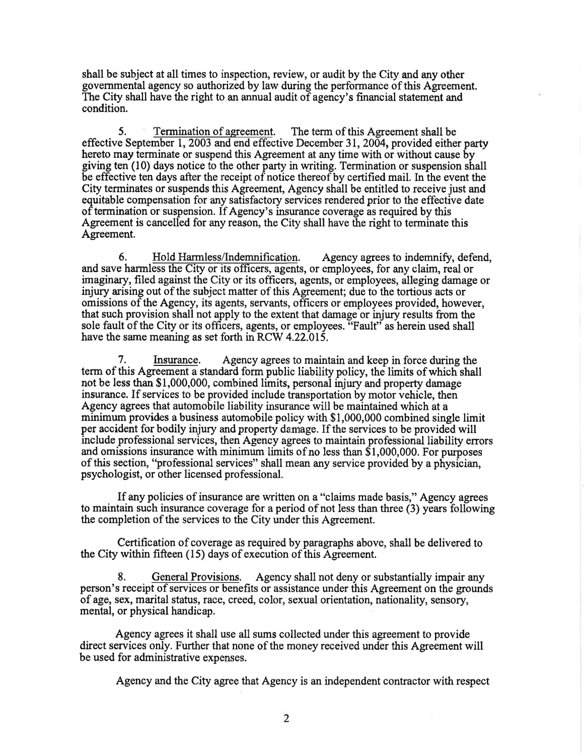shall be subject at all times to inspection, review, or audit by the City and any other governmental agency so authorized by law during the performance of this Agreement. The City shall have the right to an annual audit of agency's financial statement and condition.

5. Termination of agreement. The term of this Agreement shall be effective September 1, 2003 and end effective December 31, 2004, provided either party hereto may terminate or suspend this Agreement at any time with or without cause by giving ten (10) days notice to the other party in writing. Termination or suspension shall be effective ten days after the receipt of notice thereof by certified mail. In the event the City terminates or suspends this Agreement, Agency shall be entitled to receive just and equitable compensation for any satisfactory services rendered prior to the effective date of termination or suspension. If Agency's insurance coverage as required by this Agreement is cancelled for any reason, the City shall have the right to terminate this Agreement.

6. Hold Harmless/Indemnification. Agency agrees to indemnify, defend, and save harmless the City or its officers, agents, or employees, for any claim, real or imaginary, filed against the City or its officers, agents, or employees, alleging damage or injury arising out of the subject matter of this Agreement; due to the tortious acts or omissions of the Agency, its agents, servants, officers or employees provided, however, that such provision shall not apply to the extent that damage or injury results from the sole fault of the City or its officers, agents, or employees. "Fault" as herein used shall have the same meaning as set forth in RCW 4.22.015.

7. Insurance. Agency agrees to maintain and keep in force during the term of this Agreement a standard form public liability policy, the limits of which shall not be less than $1,000,000, combined limits, personal injury and property damage insurance. If services to be provided include transportation by motor vehicle, then Agency agrees that automobile liability insurance will be maintained which at a minimum provides a business automobile policy with $1,000,000 combined single limit per accident for bodily injury and property damage. If the services to be provided will include professional services, then Agency agrees to maintain professional liability errors and omissions insurance with minimum limits of no less than $1,000,000. For purposes of this section, "professional services" shall mean any service provided by a physician, psychologist, or other licensed professional.

If any policies of insurance are written on a "claims made basis," Agency agrees to maintain such insurance coverage for a period of not less than three (3) years following the completion of the services to the City under this Agreement.

Certification of coverage as required by paragraphs above, shall be delivered to the City within fifteen (15) days of execution of this Agreement.

8. General Provisions. Agency shall not deny or substantially impair any person's receipt of services or benefits or assistance under this Agreement on the grounds of age, sex, marital status, race, creed, color, sexual orientation, nationality, sensory, mental, or physical handicap.

Agency agrees it shall use all sums collected under this agreement to provide direct services only. Further that none of the money received under this Agreement will be used for administrative expenses.

Agency and the City agree that Agency is an independent contractor with respect